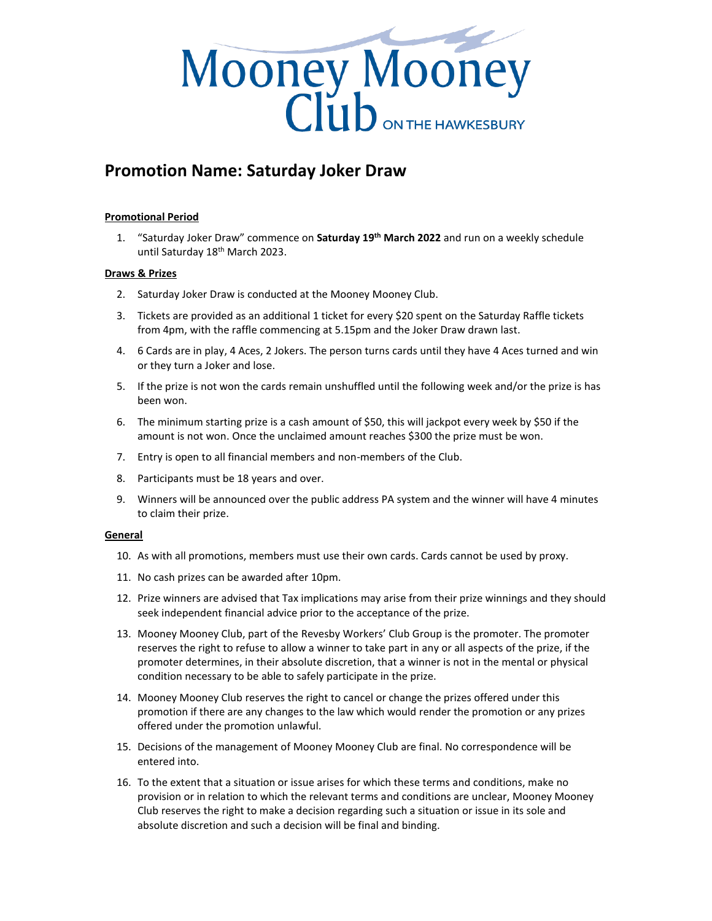# Mooney Mooney Club ON THE HAWKESBURY

## Promotion Name: Saturday Joker Draw

**Promotional Period**

1. "Saturday Joker Draw" commence on **Saturday 19th March 2022** and run on a weekly schedule until Saturday 18th March 2023.

**Draws & Prizes**

2. Saturday Joker Draw is conducted at the Mooney Mooney Club.
3. Tickets are provided as an additional 1 ticket for every $20 spent on the Saturday Raffle tickets from 4pm, with the raffle commencing at 5.15pm and the Joker Draw drawn last.
4. 6 Cards are in play, 4 Aces, 2 Jokers. The person turns cards until they have 4 Aces turned and win or they turn a Joker and lose.
5. If the prize is not won the cards remain unshuffled until the following week and/or the prize is has been won.
6. The minimum starting prize is a cash amount of $50, this will jackpot every week by $50 if the amount is not won. Once the unclaimed amount reaches $300 the prize must be won.
7. Entry is open to all financial members and non-members of the Club.
8. Participants must be 18 years and over.
9. Winners will be announced over the public address PA system and the winner will have 4 minutes to claim their prize.

**General**

10. As with all promotions, members must use their own cards. Cards cannot be used by proxy.
11. No cash prizes can be awarded after 10pm.
12. Prize winners are advised that Tax implications may arise from their prize winnings and they should seek independent financial advice prior to the acceptance of the prize.
13. Mooney Mooney Club, part of the Revesby Workers' Club Group is the promoter. The promoter reserves the right to refuse to allow a winner to take part in any or all aspects of the prize, if the promoter determines, in their absolute discretion, that a winner is not in the mental or physical condition necessary to be able to safely participate in the prize.
14. Mooney Mooney Club reserves the right to cancel or change the prizes offered under this promotion if there are any changes to the law which would render the promotion or any prizes offered under the promotion unlawful.
15. Decisions of the management of Mooney Mooney Club are final. No correspondence will be entered into.
16. To the extent that a situation or issue arises for which these terms and conditions, make no provision or in relation to which the relevant terms and conditions are unclear, Mooney Mooney Club reserves the right to make a decision regarding such a situation or issue in its sole and absolute discretion and such a decision will be final and binding.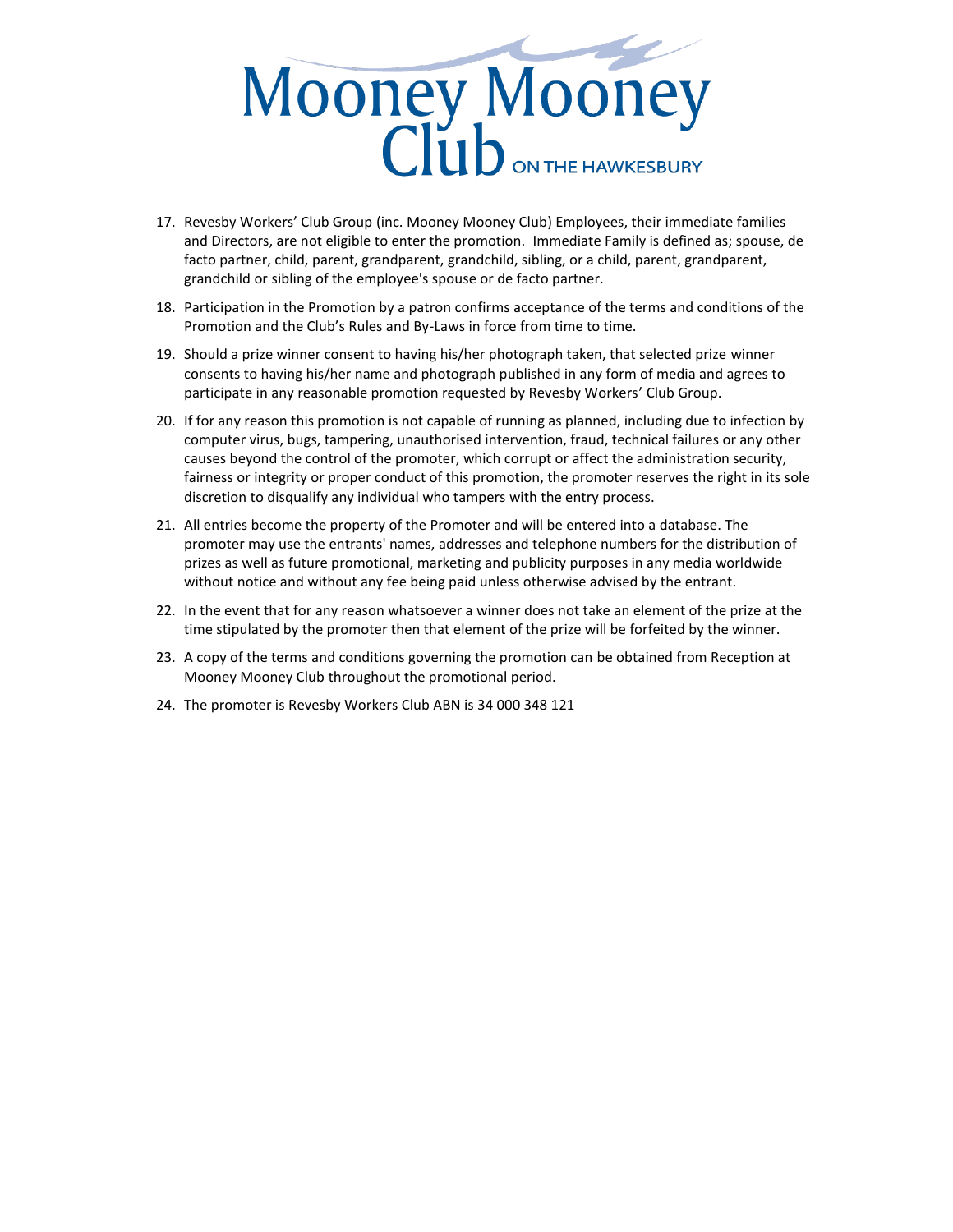17. Revesby Workers' Club Group (inc. Mooney Mooney Club) Employees, their immediate families and Directors, are not eligible to enter the promotion. Immediate Family is defined as; spouse, de facto partner, child, parent, grandparent, grandchild, sibling, or a child, parent, grandparent, grandchild or sibling of the employee's spouse or de facto partner.
18. Participation in the Promotion by a patron confirms acceptance of the terms and conditions of the Promotion and the Club's Rules and By-Laws in force from time to time.
19. Should a prize winner consent to having his/her photograph taken, that selected prize winner consents to having his/her name and photograph published in any form of media and agrees to participate in any reasonable promotion requested by Revesby Workers' Club Group.
20. If for any reason this promotion is not capable of running as planned, including due to infection by computer virus, bugs, tampering, unauthorised intervention, fraud, technical failures or any other causes beyond the control of the promoter, which corrupt or affect the administration security, fairness or integrity or proper conduct of this promotion, the promoter reserves the right in its sole discretion to disqualify any individual who tampers with the entry process.
21. All entries become the property of the Promoter and will be entered into a database. The promoter may use the entrants' names, addresses and telephone numbers for the distribution of prizes as well as future promotional, marketing and publicity purposes in any media worldwide without notice and without any fee being paid unless otherwise advised by the entrant.
22. In the event that for any reason whatsoever a winner does not take an element of the prize at the time stipulated by the promoter then that element of the prize will be forfeited by the winner.
23. A copy of the terms and conditions governing the promotion can be obtained from Reception at Mooney Mooney Club throughout the promotional period.
24. The promoter is Revesby Workers Club ABN is 34 000 348 121